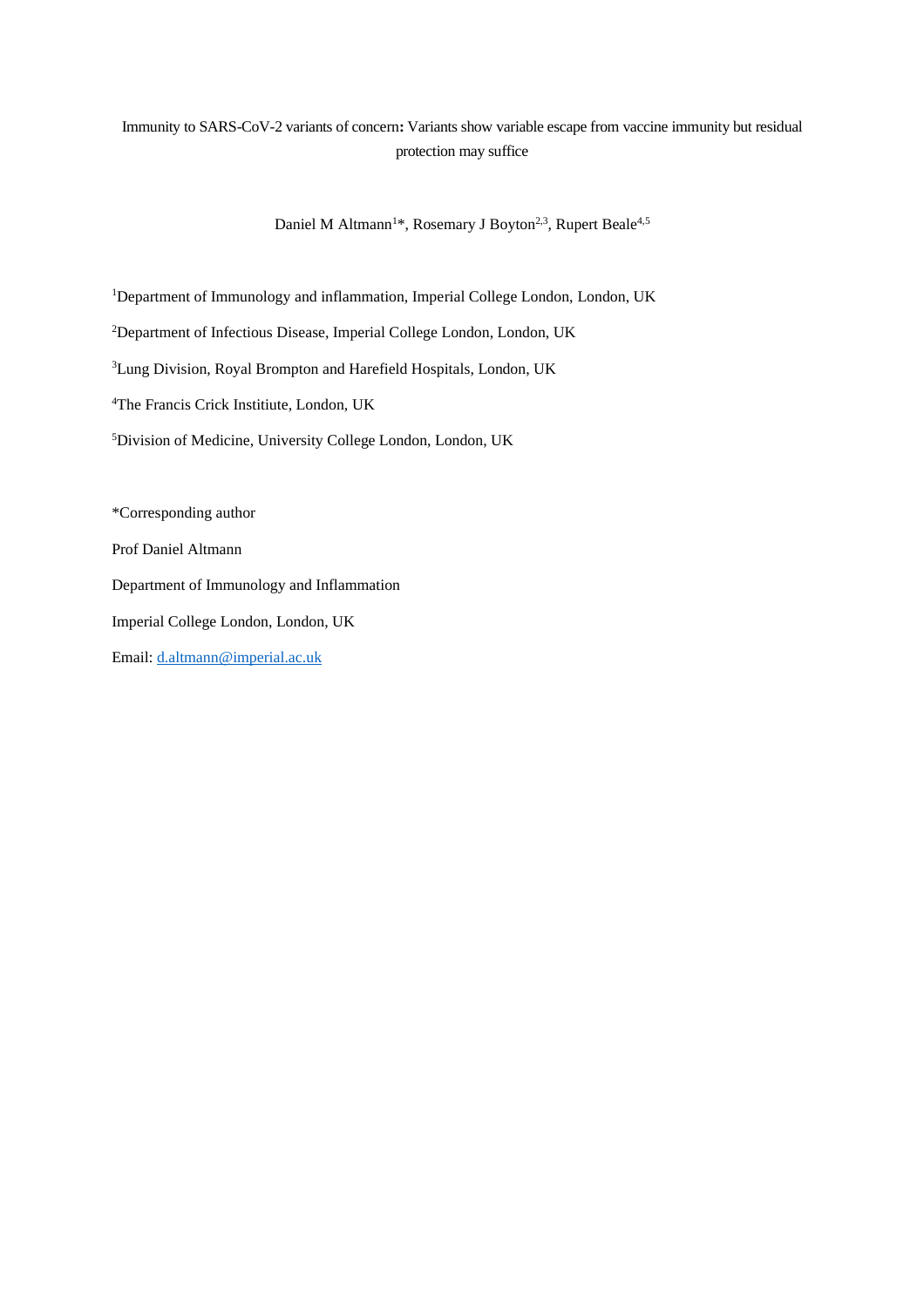Immunity to SARS-CoV-2 variants of concern**:** Variants show variable escape from vaccine immunity but residual protection may suffice

Daniel M Altmann[1]*, Rosemary J Boyton[2,3], Rupert Beale[4,5]

[1]Department of Immunology and inflammation, Imperial College London, London, UK

[2]Department of Infectious Disease, Imperial College London, London, UK

[3]Lung Division, Royal Brompton and Harefield Hospitals, London, UK

[4]The Francis Crick Institiute, London, UK

[5]Division of Medicine, University College London, London, UK

*Corresponding author

Prof Daniel Altmann

Department of Immunology and Inflammation

Imperial College London, London, UK

Email: d.altmann@imperial.ac.uk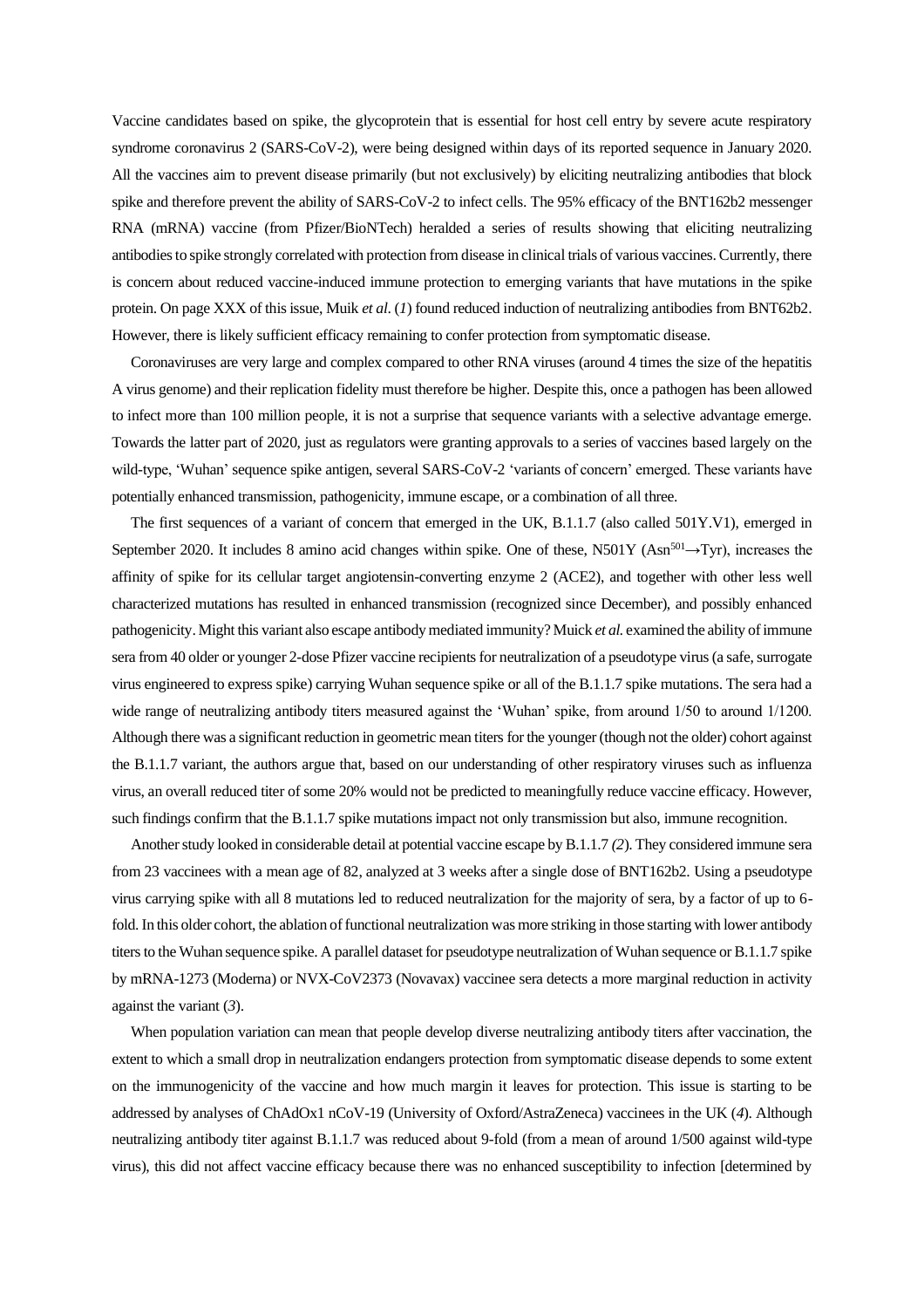Vaccine candidates based on spike, the glycoprotein that is essential for host cell entry by severe acute respiratory syndrome coronavirus 2 (SARS-CoV-2), were being designed within days of its reported sequence in January 2020. All the vaccines aim to prevent disease primarily (but not exclusively) by eliciting neutralizing antibodies that block spike and therefore prevent the ability of SARS-CoV-2 to infect cells. The 95% efficacy of the BNT162b2 messenger RNA (mRNA) vaccine (from Pfizer/BioNTech) heralded a series of results showing that eliciting neutralizing antibodies to spike strongly correlated with protection from disease in clinical trials of various vaccines. Currently, there is concern about reduced vaccine-induced immune protection to emerging variants that have mutations in the spike protein. On page XXX of this issue, Muik *et al*. (*1*) found reduced induction of neutralizing antibodies from BNT62b2. However, there is likely sufficient efficacy remaining to confer protection from symptomatic disease.

Coronaviruses are very large and complex compared to other RNA viruses (around 4 times the size of the hepatitis A virus genome) and their replication fidelity must therefore be higher. Despite this, once a pathogen has been allowed to infect more than 100 million people, it is not a surprise that sequence variants with a selective advantage emerge. Towards the latter part of 2020, just as regulators were granting approvals to a series of vaccines based largely on the wild-type, 'Wuhan' sequence spike antigen, several SARS-CoV-2 'variants of concern' emerged. These variants have potentially enhanced transmission, pathogenicity, immune escape, or a combination of all three.

The first sequences of a variant of concern that emerged in the UK, B.1.1.7 (also called 501Y.V1), emerged in September 2020. It includes 8 amino acid changes within spike. One of these, N501Y ($Asn^{501}$→Tyr), increases the affinity of spike for its cellular target angiotensin-converting enzyme 2 (ACE2), and together with other less well characterized mutations has resulted in enhanced transmission (recognized since December), and possibly enhanced pathogenicity. Might this variant also escape antibody mediated immunity? Muick *et al.* examined the ability of immune sera from 40 older or younger 2-dose Pfizer vaccine recipients for neutralization of a pseudotype virus (a safe, surrogate virus engineered to express spike) carrying Wuhan sequence spike or all of the B.1.1.7 spike mutations. The sera had a wide range of neutralizing antibody titers measured against the 'Wuhan' spike, from around 1/50 to around 1/1200. Although there was a significant reduction in geometric mean titers for the younger (though not the older) cohort against the B.1.1.7 variant, the authors argue that, based on our understanding of other respiratory viruses such as influenza virus, an overall reduced titer of some 20% would not be predicted to meaningfully reduce vaccine efficacy. However, such findings confirm that the B.1.1.7 spike mutations impact not only transmission but also, immune recognition.

Another study looked in considerable detail at potential vaccine escape by B.1.1.7 *(2*). They considered immune sera from 23 vaccinees with a mean age of 82, analyzed at 3 weeks after a single dose of BNT162b2. Using a pseudotype virus carrying spike with all 8 mutations led to reduced neutralization for the majority of sera, by a factor of up to 6-fold. In this older cohort, the ablation of functional neutralization was more striking in those starting with lower antibody titers to the Wuhan sequence spike. A parallel dataset for pseudotype neutralization of Wuhan sequence or B.1.1.7 spike by mRNA-1273 (Moderna) or NVX-CoV2373 (Novavax) vaccinee sera detects a more marginal reduction in activity against the variant (*3*).

When population variation can mean that people develop diverse neutralizing antibody titers after vaccination, the extent to which a small drop in neutralization endangers protection from symptomatic disease depends to some extent on the immunogenicity of the vaccine and how much margin it leaves for protection. This issue is starting to be addressed by analyses of ChAdOx1 nCoV-19 (University of Oxford/AstraZeneca) vaccinees in the UK (*4*). Although neutralizing antibody titer against B.1.1.7 was reduced about 9-fold (from a mean of around 1/500 against wild-type virus), this did not affect vaccine efficacy because there was no enhanced susceptibility to infection [determined by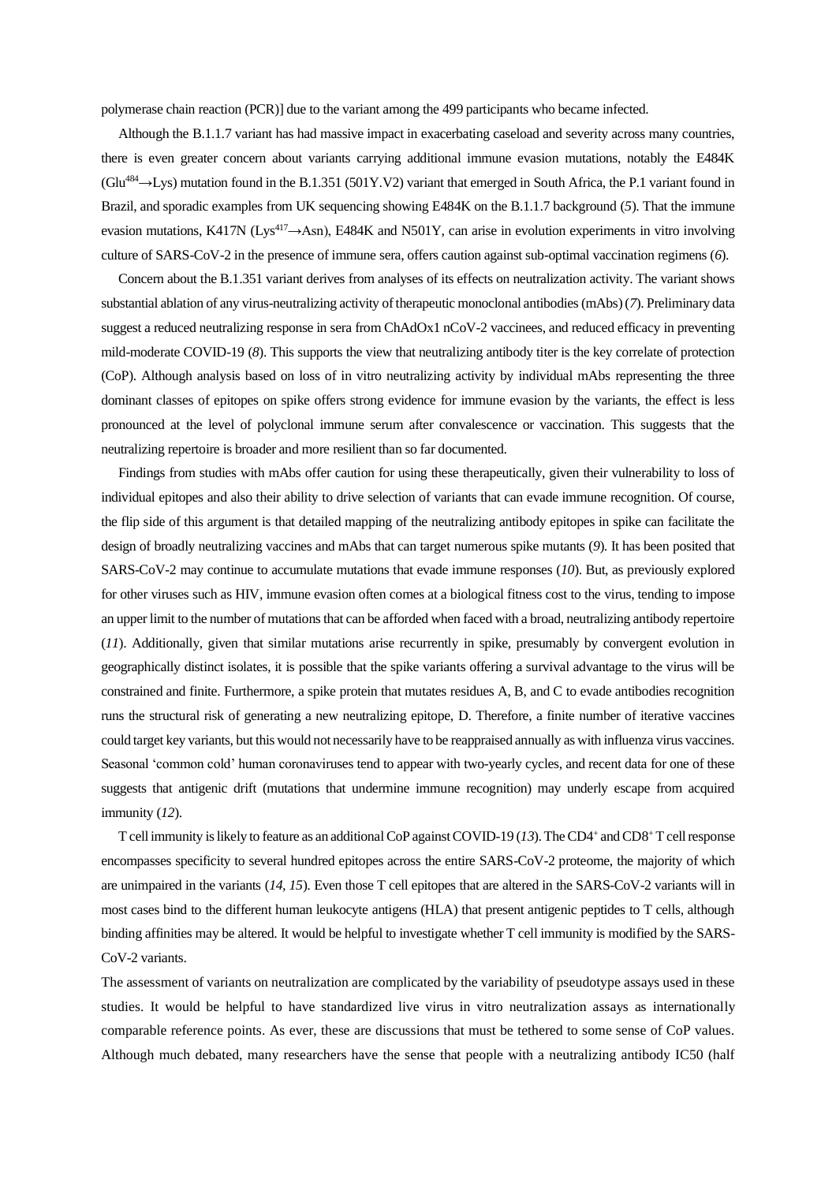polymerase chain reaction (PCR)] due to the variant among the 499 participants who became infected.

Although the B.1.1.7 variant has had massive impact in exacerbating caseload and severity across many countries, there is even greater concern about variants carrying additional immune evasion mutations, notably the E484K ($Glu^{484}$→Lys) mutation found in the B.1.351 (501Y.V2) variant that emerged in South Africa, the P.1 variant found in Brazil, and sporadic examples from UK sequencing showing E484K on the B.1.1.7 background (*5*). That the immune evasion mutations, K417N ($Lys^{417}$→Asn), E484K and N501Y, can arise in evolution experiments in vitro involving culture of SARS-CoV-2 in the presence of immune sera, offers caution against sub-optimal vaccination regimens (*6*).

Concern about the B.1.351 variant derives from analyses of its effects on neutralization activity. The variant shows substantial ablation of any virus-neutralizing activity of therapeutic monoclonal antibodies (mAbs) (*7*). Preliminary data suggest a reduced neutralizing response in sera from ChAdOx1 nCoV-2 vaccinees, and reduced efficacy in preventing mild-moderate COVID-19 (*8*). This supports the view that neutralizing antibody titer is the key correlate of protection (CoP). Although analysis based on loss of in vitro neutralizing activity by individual mAbs representing the three dominant classes of epitopes on spike offers strong evidence for immune evasion by the variants, the effect is less pronounced at the level of polyclonal immune serum after convalescence or vaccination. This suggests that the neutralizing repertoire is broader and more resilient than so far documented.

Findings from studies with mAbs offer caution for using these therapeutically, given their vulnerability to loss of individual epitopes and also their ability to drive selection of variants that can evade immune recognition. Of course, the flip side of this argument is that detailed mapping of the neutralizing antibody epitopes in spike can facilitate the design of broadly neutralizing vaccines and mAbs that can target numerous spike mutants (*9*). It has been posited that SARS-CoV-2 may continue to accumulate mutations that evade immune responses (*10*). But, as previously explored for other viruses such as HIV, immune evasion often comes at a biological fitness cost to the virus, tending to impose an upper limit to the number of mutations that can be afforded when faced with a broad, neutralizing antibody repertoire (*11*). Additionally, given that similar mutations arise recurrently in spike, presumably by convergent evolution in geographically distinct isolates, it is possible that the spike variants offering a survival advantage to the virus will be constrained and finite. Furthermore, a spike protein that mutates residues A, B, and C to evade antibodies recognition runs the structural risk of generating a new neutralizing epitope, D. Therefore, a finite number of iterative vaccines could target key variants, but this would not necessarily have to be reappraised annually as with influenza virus vaccines. Seasonal 'common cold' human coronaviruses tend to appear with two-yearly cycles, and recent data for one of these suggests that antigenic drift (mutations that undermine immune recognition) may underly escape from acquired immunity (*12*).

T cell immunity is likely to feature as an additional CoP against COVID-19 (*13*). The $CD4^+$ and $CD8^+$ T cell response encompasses specificity to several hundred epitopes across the entire SARS-CoV-2 proteome, the majority of which are unimpaired in the variants (*14*, *15*). Even those T cell epitopes that are altered in the SARS-CoV-2 variants will in most cases bind to the different human leukocyte antigens (HLA) that present antigenic peptides to T cells, although binding affinities may be altered. It would be helpful to investigate whether T cell immunity is modified by the SARS-CoV-2 variants.

The assessment of variants on neutralization are complicated by the variability of pseudotype assays used in these studies. It would be helpful to have standardized live virus in vitro neutralization assays as internationally comparable reference points. As ever, these are discussions that must be tethered to some sense of CoP values. Although much debated, many researchers have the sense that people with a neutralizing antibody IC50 (half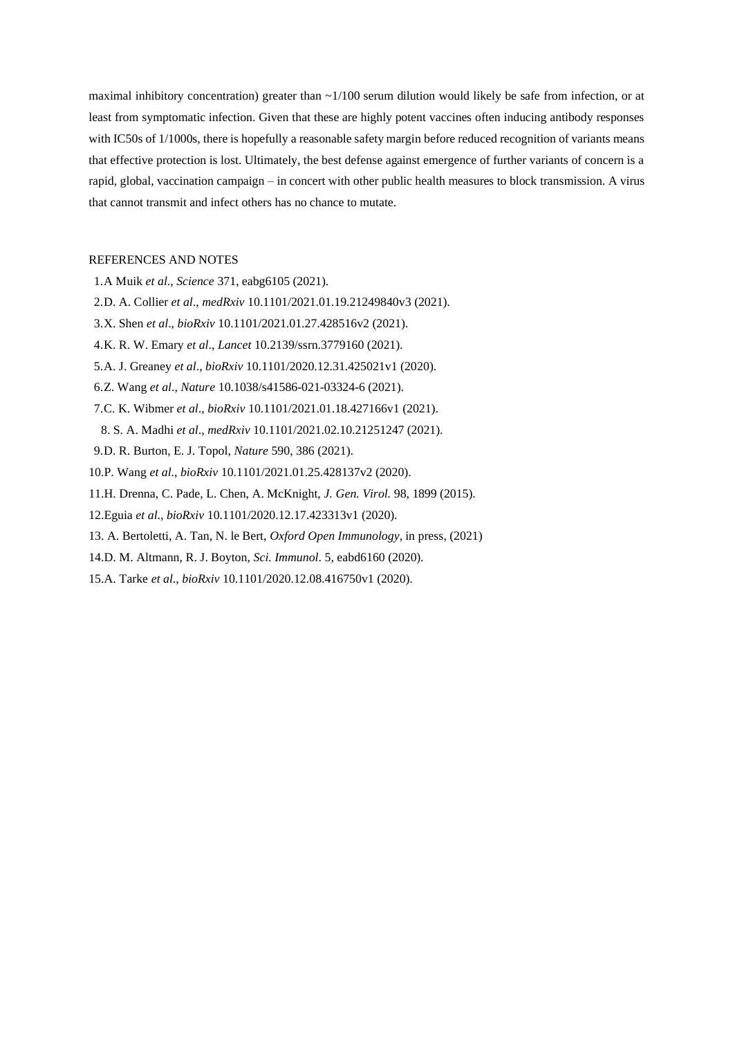maximal inhibitory concentration) greater than ~1/100 serum dilution would likely be safe from infection, or at least from symptomatic infection. Given that these are highly potent vaccines often inducing antibody responses with IC50s of 1/1000s, there is hopefully a reasonable safety margin before reduced recognition of variants means that effective protection is lost. Ultimately, the best defense against emergence of further variants of concern is a rapid, global, vaccination campaign – in concert with other public health measures to block transmission. A virus that cannot transmit and infect others has no chance to mutate.

REFERENCES AND NOTES

1. A Muik *et al*., *Science* 371, eabg6105 (2021).
2. D. A. Collier *et al*., *medRxiv* 10.1101/2021.01.19.21249840v3 (2021).
3. X. Shen *et al*., *bioRxiv* 10.1101/2021.01.27.428516v2 (2021).
4. K. R. W. Emary *et al*., *Lancet* 10.2139/ssrn.3779160 (2021).
5. A. J. Greaney *et al*., *bioRxiv* 10.1101/2020.12.31.425021v1 (2020).
6. Z. Wang *et al*., *Nature* 10.1038/s41586-021-03324-6 (2021).
7. C. K. Wibmer *et al*., *bioRxiv* 10.1101/2021.01.18.427166v1 (2021).
8. S. A. Madhi *et al*., *medRxiv* 10.1101/2021.02.10.21251247 (2021).
9. D. R. Burton, E. J. Topol, *Nature* 590, 386 (2021).
10. P. Wang *et al*., *bioRxiv* 10.1101/2021.01.25.428137v2 (2020).
11. H. Drenna, C. Pade, L. Chen, A. McKnight, *J. Gen. Virol.* 98, 1899 (2015).
12. Eguia *et al*., *bioRxiv* 10.1101/2020.12.17.423313v1 (2020).
13. A. Bertoletti, A. Tan, N. le Bert, *Oxford Open Immunology*, in press, (2021)
14. D. M. Altmann, R. J. Boyton, *Sci. Immunol*. 5, eabd6160 (2020).
15. A. Tarke *et al*., *bioRxiv* 10.1101/2020.12.08.416750v1 (2020).